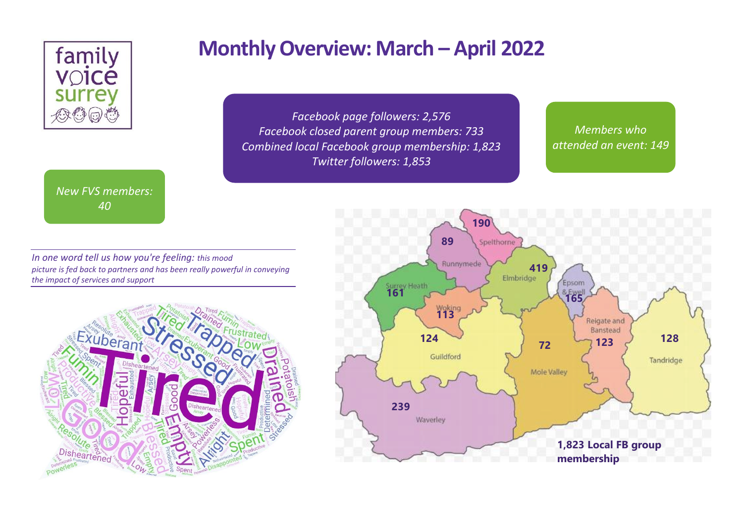family voice surrey

# Monthly Overview: March – April 2022

*Facebook page followers: 2,576*
*Facebook closed parent group members: 733*
*Combined local Facebook group membership: 1,823*
*Twitter followers: 1,853*

*Members who attended an event: 149*

*New FVS members: 40*

*In one word tell us how you're feeling: this mood picture is fed back to partners and has been really powerful in conveying the impact of services and support*

| Area | Local FB group membership |
|---|---|
| Spelthorne | 190 |
| Runnymede | 89 |
| Elmbridge | 419 |
| Epsom & Ewell | 165 |
| Surrey Heath | 161 |
| Woking | 113 |
| Guildford | 124 |
| Mole Valley | 72 |
| Reigate and Banstead | 123 |
| Tandridge | 128 |
| Waverley | 239 |

**1,823 Local FB group membership**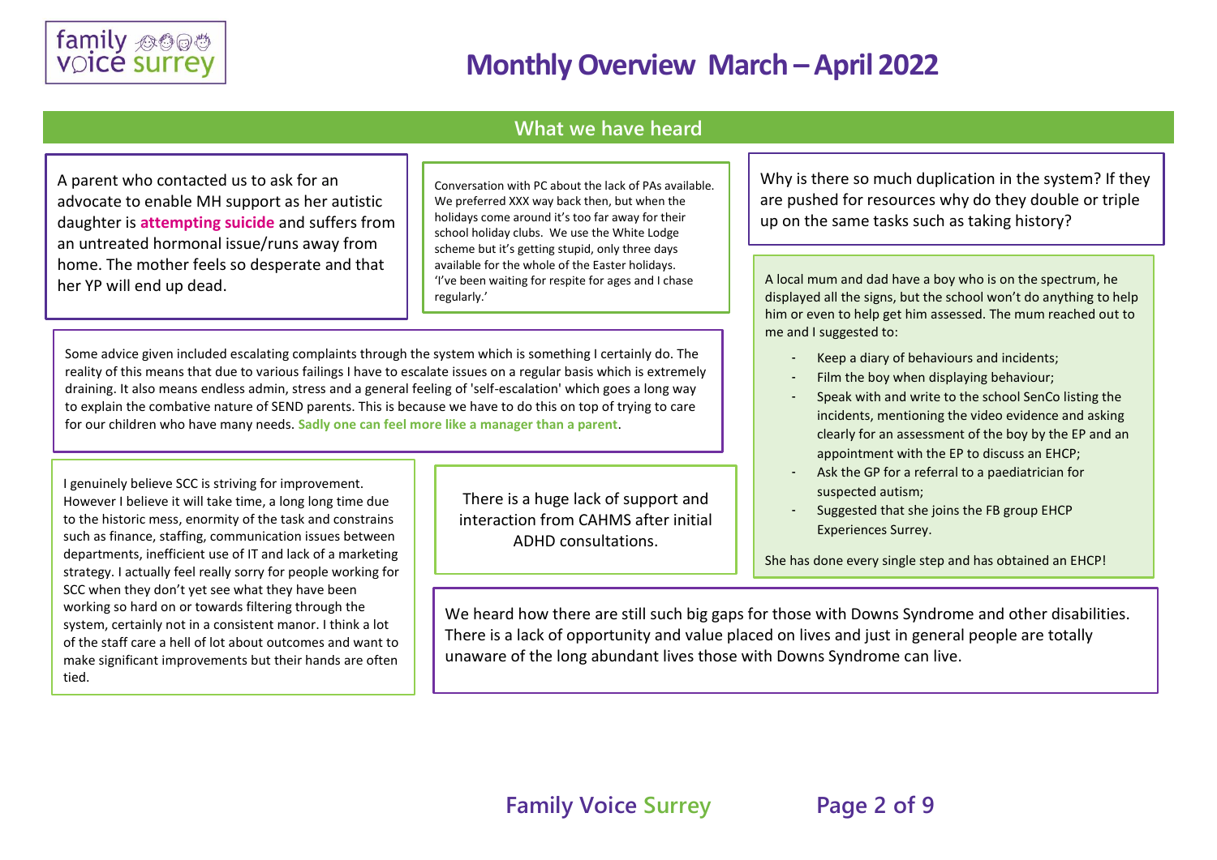# Monthly Overview March – April 2022

## What we have heard

A parent who contacted us to ask for an advocate to enable MH support as her autistic daughter is **attempting suicide** and suffers from an untreated hormonal issue/runs away from home. The mother feels so desperate and that her YP will end up dead.

Conversation with PC about the lack of PAs available. We preferred XXX way back then, but when the holidays come around it's too far away for their school holiday clubs. We use the White Lodge scheme but it's getting stupid, only three days available for the whole of the Easter holidays. 'I've been waiting for respite for ages and I chase regularly.'

Why is there so much duplication in the system? If they are pushed for resources why do they double or triple up on the same tasks such as taking history?

Some advice given included escalating complaints through the system which is something I certainly do. The reality of this means that due to various failings I have to escalate issues on a regular basis which is extremely draining. It also means endless admin, stress and a general feeling of 'self-escalation' which goes a long way to explain the combative nature of SEND parents. This is because we have to do this on top of trying to care for our children who have many needs. **Sadly one can feel more like a manager than a parent**.

A local mum and dad have a boy who is on the spectrum, he displayed all the signs, but the school won't do anything to help him or even to help get him assessed. The mum reached out to me and I suggested to:

- Keep a diary of behaviours and incidents;
- Film the boy when displaying behaviour;
- Speak with and write to the school SenCo listing the incidents, mentioning the video evidence and asking clearly for an assessment of the boy by the EP and an appointment with the EP to discuss an EHCP;
- Ask the GP for a referral to a paediatrician for suspected autism;
- Suggested that she joins the FB group EHCP Experiences Surrey.

She has done every single step and has obtained an EHCP!

I genuinely believe SCC is striving for improvement. However I believe it will take time, a long long time due to the historic mess, enormity of the task and constrains such as finance, staffing, communication issues between departments, inefficient use of IT and lack of a marketing strategy. I actually feel really sorry for people working for SCC when they don't yet see what they have been working so hard on or towards filtering through the system, certainly not in a consistent manor. I think a lot of the staff care a hell of lot about outcomes and want to make significant improvements but their hands are often tied.

There is a huge lack of support and interaction from CAHMS after initial ADHD consultations.

We heard how there are still such big gaps for those with Downs Syndrome and other disabilities. There is a lack of opportunity and value placed on lives and just in general people are totally unaware of the long abundant lives those with Downs Syndrome can live.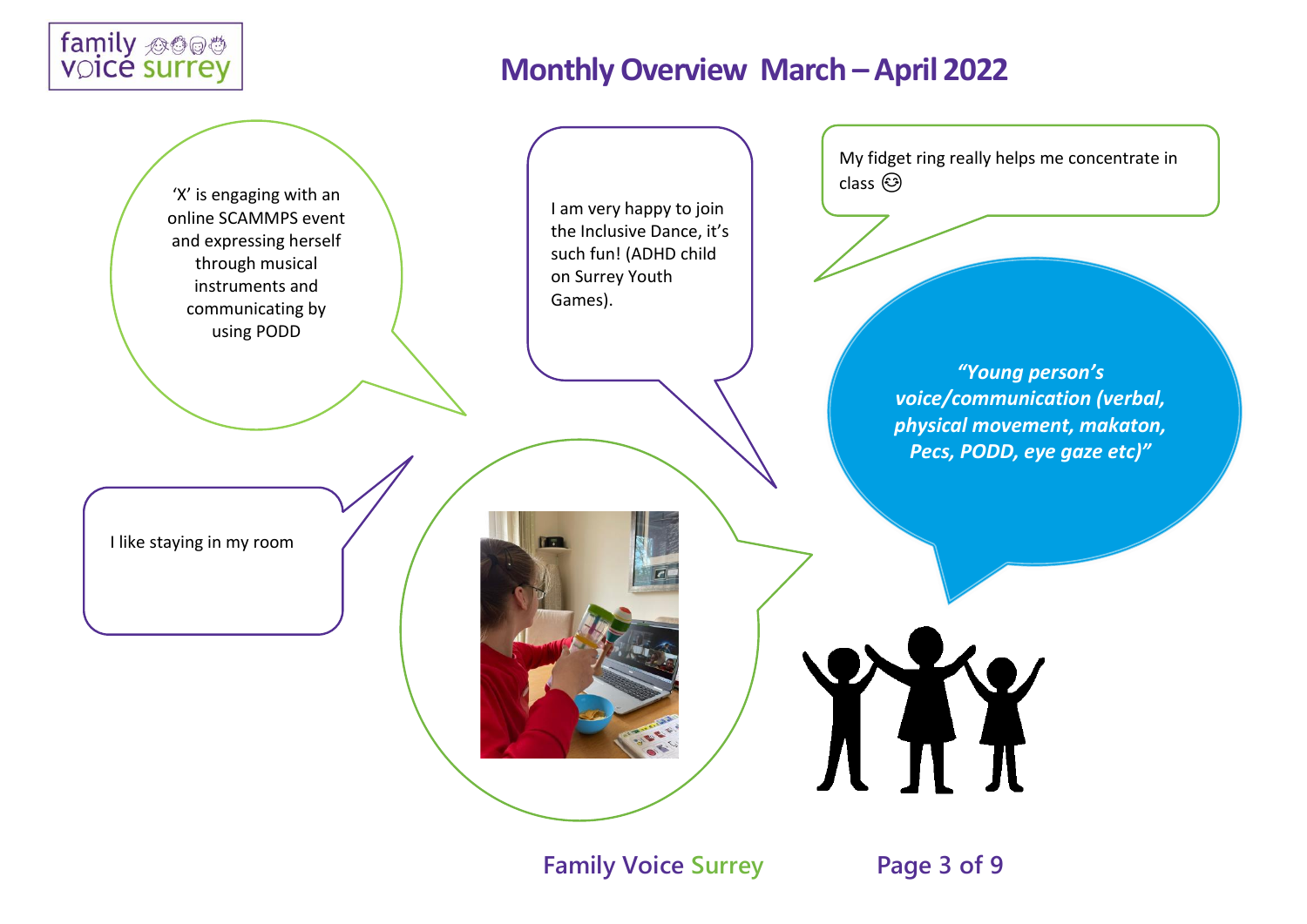# Monthly Overview March – April 2022

'X' is engaging with an online SCAMMPS event and expressing herself through musical instruments and communicating by using PODD

I am very happy to join the Inclusive Dance, it's such fun! (ADHD child on Surrey Youth Games).

My fidget ring really helps me concentrate in class 😌

*"Young person's voice/communication (verbal, physical movement, makaton, Pecs, PODD, eye gaze etc)"*

I like staying in my room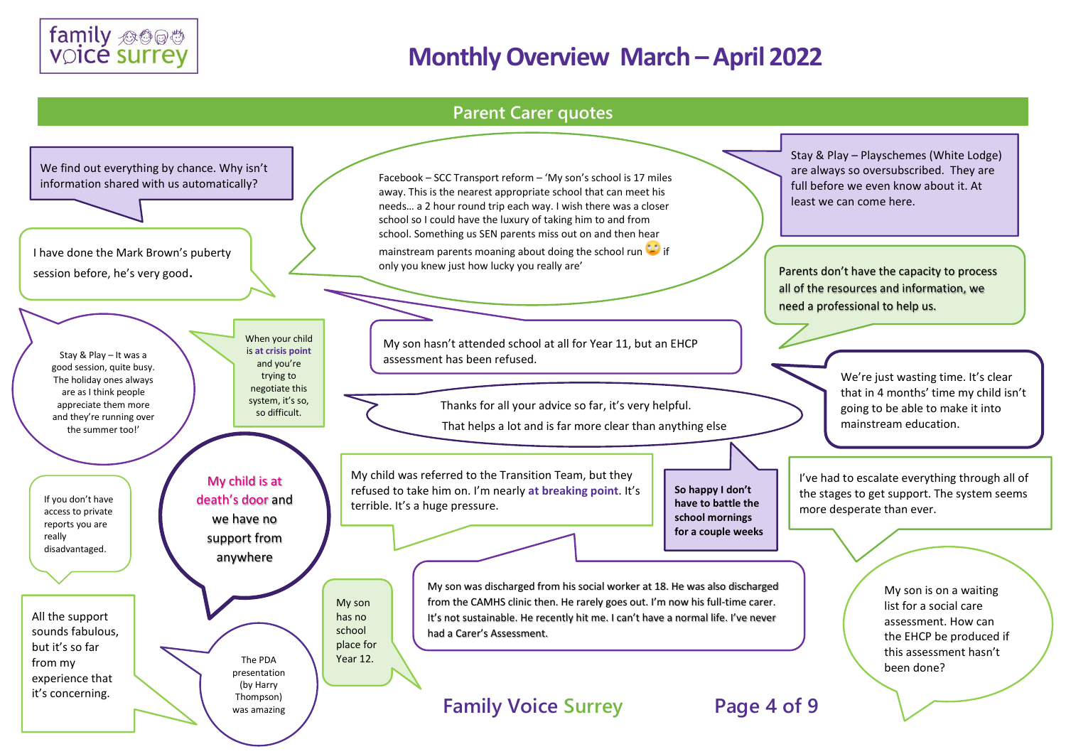# Monthly Overview March – April 2022

## Parent Carer quotes

We find out everything by chance. Why isn't information shared with us automatically?

Facebook – SCC Transport reform – 'My son's school is 17 miles away. This is the nearest appropriate school that can meet his needs… a 2 hour round trip each way. I wish there was a closer school so I could have the luxury of taking him to and from school. Something us SEN parents miss out on and then hear mainstream parents moaning about doing the school run 🙄 if only you knew just how lucky you really are'

Stay & Play – Playschemes (White Lodge) are always so oversubscribed. They are full before we even know about it. At least we can come here.

I have done the Mark Brown's puberty session before, he's very good.

Parents don't have the capacity to process all of the resources and information, we need a professional to help us.

Stay & Play – It was a good session, quite busy. The holiday ones always are as I think people appreciate them more and they're running over the summer too!'

When your child is **at crisis point** and you're trying to negotiate this system, it's so, so difficult.

My son hasn't attended school at all for Year 11, but an EHCP assessment has been refused.

We're just wasting time. It's clear that in 4 months' time my child isn't going to be able to make it into mainstream education.

Thanks for all your advice so far, it's very helpful.
That helps a lot and is far more clear than anything else

My child was referred to the Transition Team, but they refused to take him on. I'm nearly **at breaking point**. It's terrible. It's a huge pressure.

**So happy I don't have to battle the school mornings for a couple weeks**

I've had to escalate everything through all of the stages to get support. The system seems more desperate than ever.

If you don't have access to private reports you are really disadvantaged.

**My child is at death's door** and we have no support from anywhere

My son was discharged from his social worker at 18. He was also discharged from the CAMHS clinic then. He rarely goes out. I'm now his full-time carer. It's not sustainable. He recently hit me. I can't have a normal life. I've never had a Carer's Assessment.

My son is on a waiting list for a social care assessment. How can the EHCP be produced if this assessment hasn't been done?

All the support sounds fabulous, but it's so far from my experience that it's concerning.

The PDA presentation (by Harry Thompson) was amazing

My son has no school place for Year 12.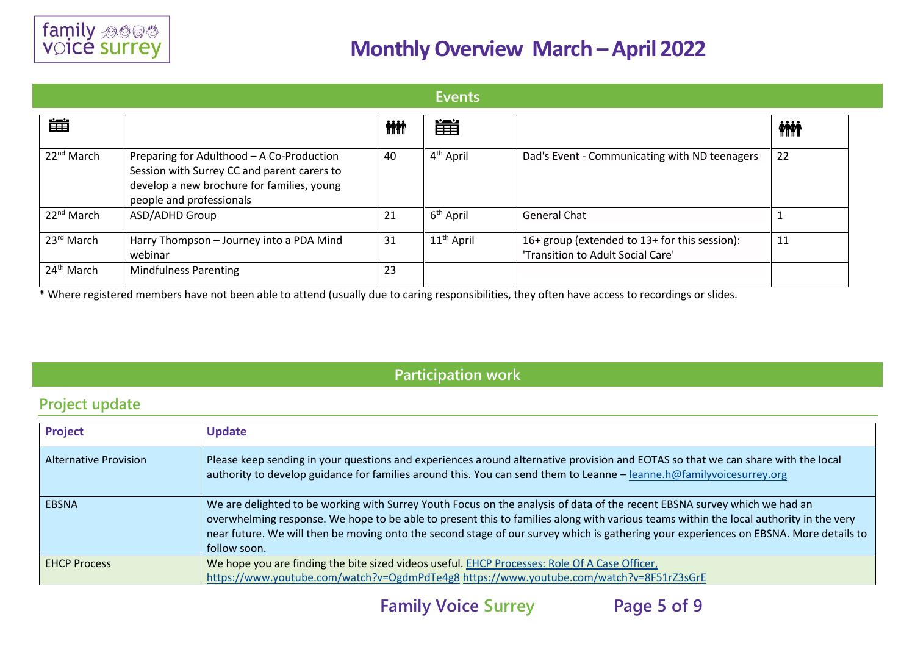# Monthly Overview March – April 2022

## Events

| 📅 | | 👥 | 📅 | | 👥 |
|---|---|---|---|---|---|
| 22nd March | Preparing for Adulthood – A Co-Production Session with Surrey CC and parent carers to develop a new brochure for families, young people and professionals | 40 | 4th April | Dad's Event - Communicating with ND teenagers | 22 |
| 22nd March | ASD/ADHD Group | 21 | 6th April | General Chat | 1 |
| 23rd March | Harry Thompson – Journey into a PDA Mind webinar | 31 | 11th April | 16+ group (extended to 13+ for this session): 'Transition to Adult Social Care' | 11 |
| 24th March | Mindfulness Parenting | 23 | | | |

* Where registered members have not been able to attend (usually due to caring responsibilities, they often have access to recordings or slides.

## Participation work

### Project update

| Project | Update |
|---|---|
| Alternative Provision | Please keep sending in your questions and experiences around alternative provision and EOTAS so that we can share with the local authority to develop guidance for families around this. You can send them to Leanne – leanne.h@familyvoicesurrey.org |
| EBSNA | We are delighted to be working with Surrey Youth Focus on the analysis of data of the recent EBSNA survey which we had an overwhelming response. We hope to be able to present this to families along with various teams within the local authority in the very near future. We will then be moving onto the second stage of our survey which is gathering your experiences on EBSNA. More details to follow soon. |
| EHCP Process | We hope you are finding the bite sized videos useful. EHCP Processes: Role Of A Case Officer, https://www.youtube.com/watch?v=OgdmPdTe4g8 https://www.youtube.com/watch?v=8F51rZ3sGrE |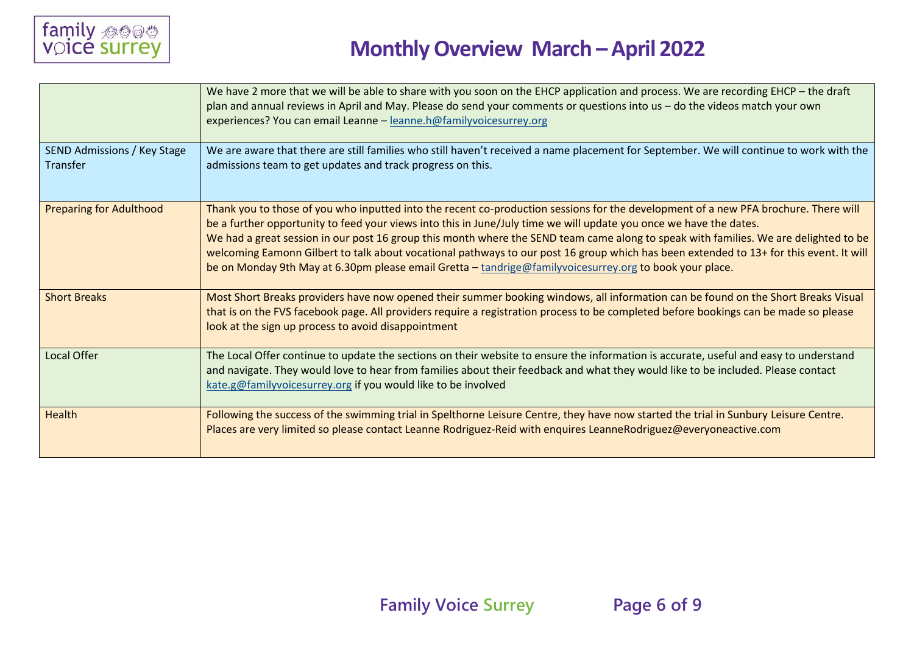# Monthly Overview March – April 2022

| | |
|---|---|
| | We have 2 more that we will be able to share with you soon on the EHCP application and process. We are recording EHCP – the draft plan and annual reviews in April and May. Please do send your comments or questions into us – do the videos match your own experiences? You can email Leanne – leanne.h@familyvoicesurrey.org |
| SEND Admissions / Key Stage Transfer | We are aware that there are still families who still haven't received a name placement for September. We will continue to work with the admissions team to get updates and track progress on this. |
| Preparing for Adulthood | Thank you to those of you who inputted into the recent co-production sessions for the development of a new PFA brochure. There will be a further opportunity to feed your views into this in June/July time we will update you once we have the dates.<br>We had a great session in our post 16 group this month where the SEND team came along to speak with families. We are delighted to be welcoming Eamonn Gilbert to talk about vocational pathways to our post 16 group which has been extended to 13+ for this event. It will be on Monday 9th May at 6.30pm please email Gretta – tandrige@familyvoicesurrey.org to book your place. |
| Short Breaks | Most Short Breaks providers have now opened their summer booking windows, all information can be found on the Short Breaks Visual that is on the FVS facebook page. All providers require a registration process to be completed before bookings can be made so please look at the sign up process to avoid disappointment |
| Local Offer | The Local Offer continue to update the sections on their website to ensure the information is accurate, useful and easy to understand and navigate. They would love to hear from families about their feedback and what they would like to be included. Please contact kate.g@familyvoicesurrey.org if you would like to be involved |
| Health | Following the success of the swimming trial in Spelthorne Leisure Centre, they have now started the trial in Sunbury Leisure Centre. Places are very limited so please contact Leanne Rodriguez-Reid with enquires LeanneRodriguez@everyoneactive.com |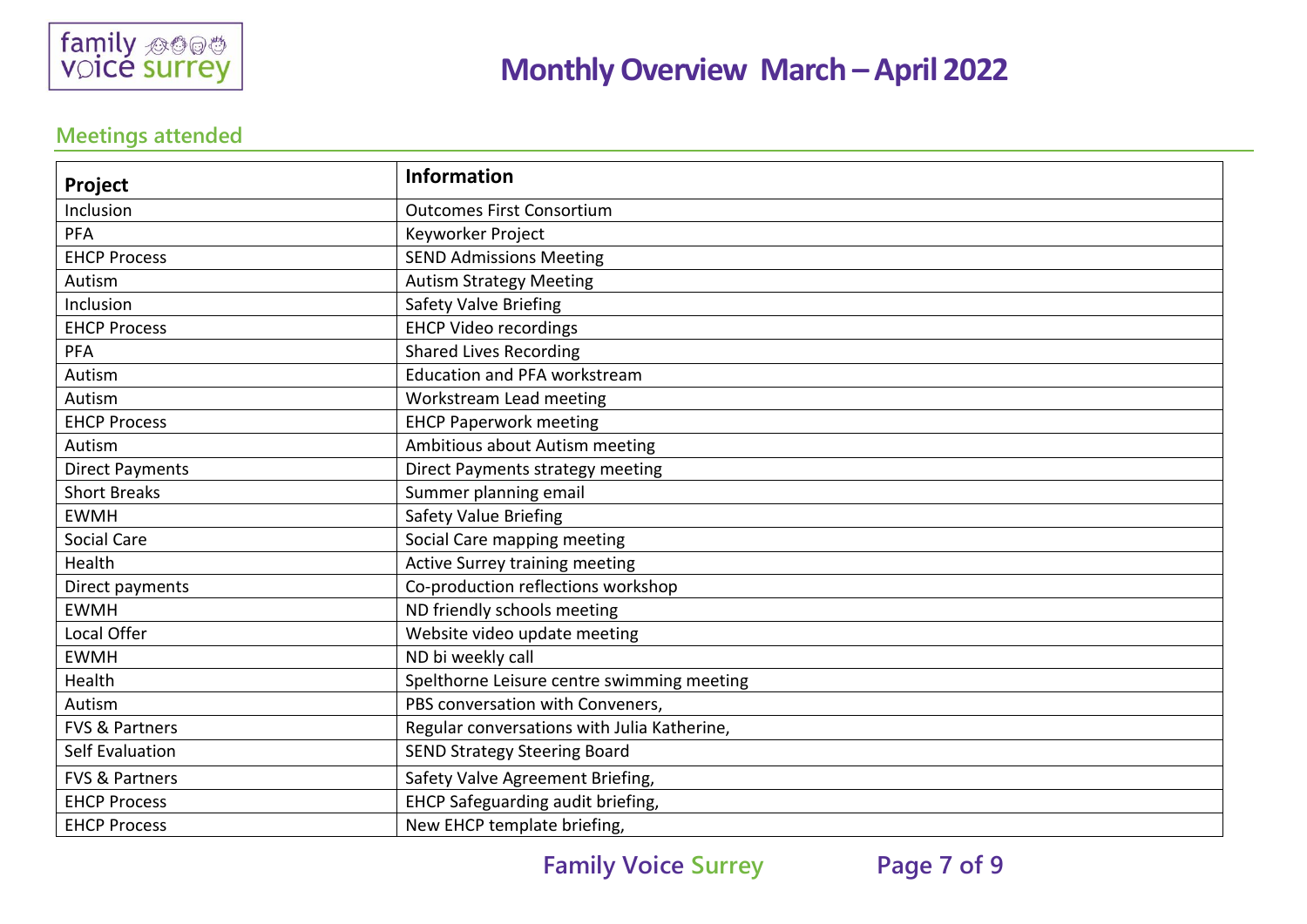# Monthly Overview March – April 2022

## Meetings attended

| Project | Information |
|---|---|
| Inclusion | Outcomes First Consortium |
| PFA | Keyworker Project |
| EHCP Process | SEND Admissions Meeting |
| Autism | Autism Strategy Meeting |
| Inclusion | Safety Valve Briefing |
| EHCP Process | EHCP Video recordings |
| PFA | Shared Lives Recording |
| Autism | Education and PFA workstream |
| Autism | Workstream Lead meeting |
| EHCP Process | EHCP Paperwork meeting |
| Autism | Ambitious about Autism meeting |
| Direct Payments | Direct Payments strategy meeting |
| Short Breaks | Summer planning email |
| EWMH | Safety Value Briefing |
| Social Care | Social Care mapping meeting |
| Health | Active Surrey training meeting |
| Direct payments | Co-production reflections workshop |
| EWMH | ND friendly schools meeting |
| Local Offer | Website video update meeting |
| EWMH | ND bi weekly call |
| Health | Spelthorne Leisure centre swimming meeting |
| Autism | PBS conversation with Conveners, |
| FVS & Partners | Regular conversations with Julia Katherine, |
| Self Evaluation | SEND Strategy Steering Board |
| FVS & Partners | Safety Valve Agreement Briefing, |
| EHCP Process | EHCP Safeguarding audit briefing, |
| EHCP Process | New EHCP template briefing, |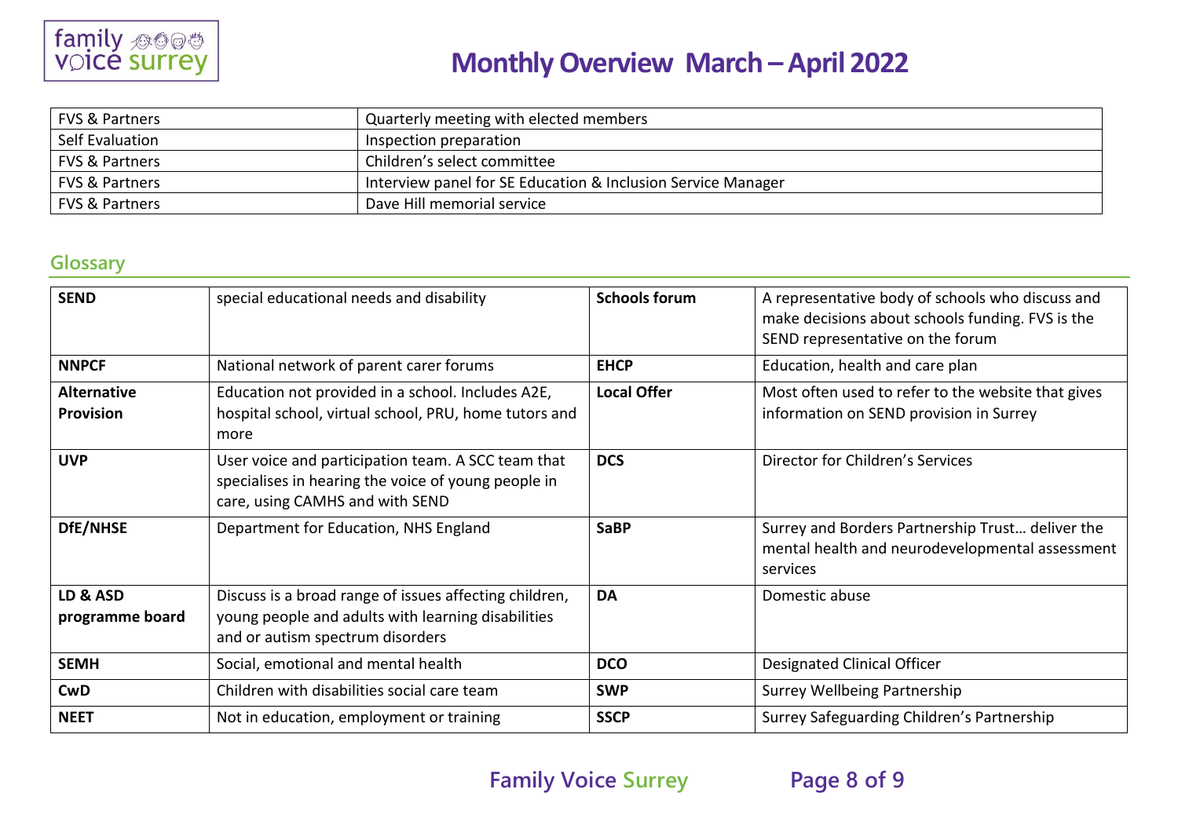| FVS & Partners | Quarterly meeting with elected members |
|---|---|
| Self Evaluation | Inspection preparation |
| FVS & Partners | Children's select committee |
| FVS & Partners | Interview panel for SE Education & Inclusion Service Manager |
| FVS & Partners | Dave Hill memorial service |

## Glossary

| | | | |
|---|---|---|---|
| **SEND** | special educational needs and disability | **Schools forum** | A representative body of schools who discuss and make decisions about schools funding. FVS is the SEND representative on the forum |
| **NNPCF** | National network of parent carer forums | **EHCP** | Education, health and care plan |
| **Alternative Provision** | Education not provided in a school. Includes A2E, hospital school, virtual school, PRU, home tutors and more | **Local Offer** | Most often used to refer to the website that gives information on SEND provision in Surrey |
| **UVP** | User voice and participation team. A SCC team that specialises in hearing the voice of young people in care, using CAMHS and with SEND | **DCS** | Director for Children's Services |
| **DfE/NHSE** | Department for Education, NHS England | **SaBP** | Surrey and Borders Partnership Trust… deliver the mental health and neurodevelopmental assessment services |
| **LD & ASD programme board** | Discuss is a broad range of issues affecting children, young people and adults with learning disabilities and or autism spectrum disorders | **DA** | Domestic abuse |
| **SEMH** | Social, emotional and mental health | **DCO** | Designated Clinical Officer |
| **CwD** | Children with disabilities social care team | **SWP** | Surrey Wellbeing Partnership |
| **NEET** | Not in education, employment or training | **SSCP** | Surrey Safeguarding Children's Partnership |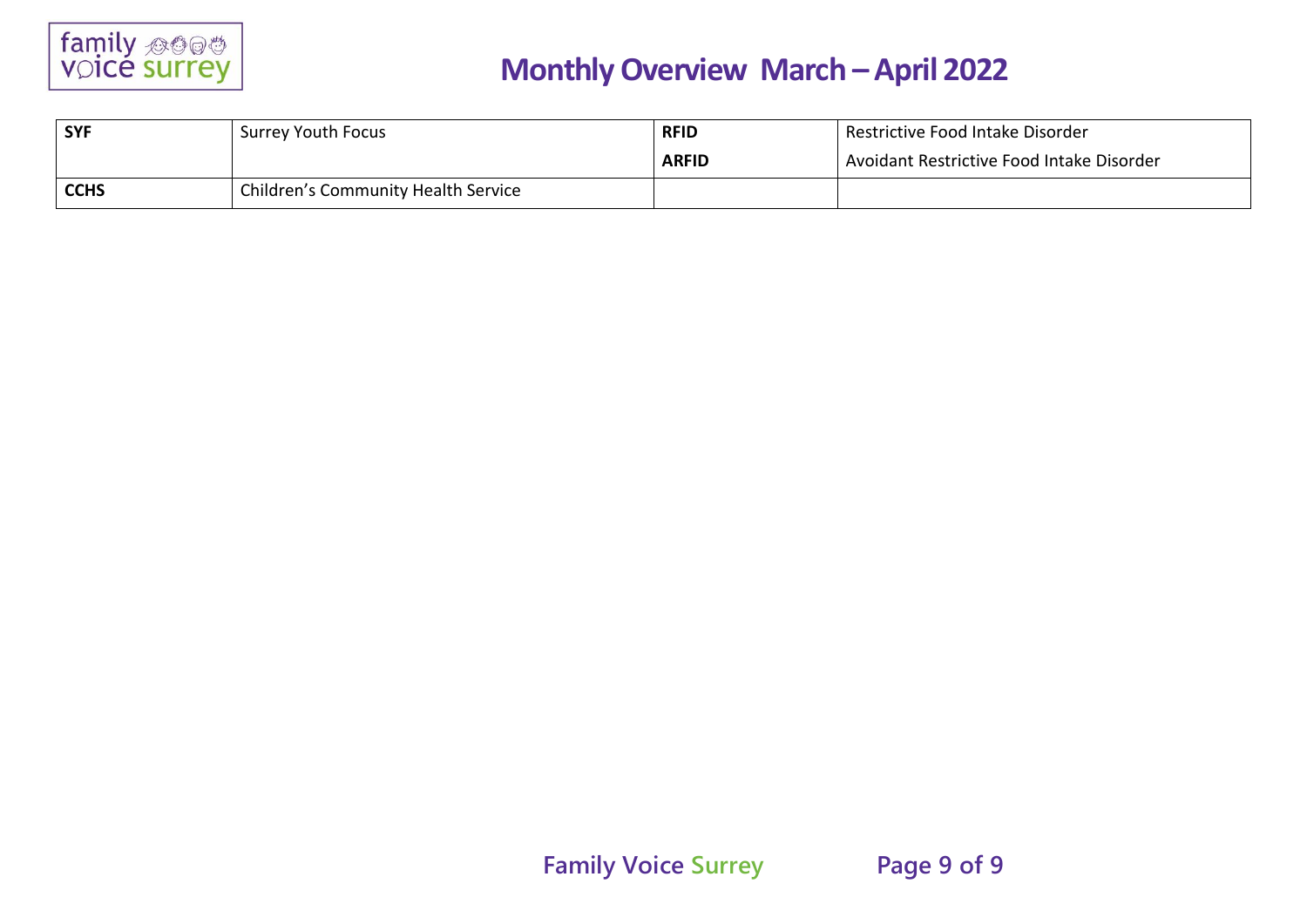| | | | |
|---|---|---|---|
| **SYF** | Surrey Youth Focus | **RFID** | Restrictive Food Intake Disorder |
| | | **ARFID** | Avoidant Restrictive Food Intake Disorder |
| **CCHS** | Children's Community Health Service | | |